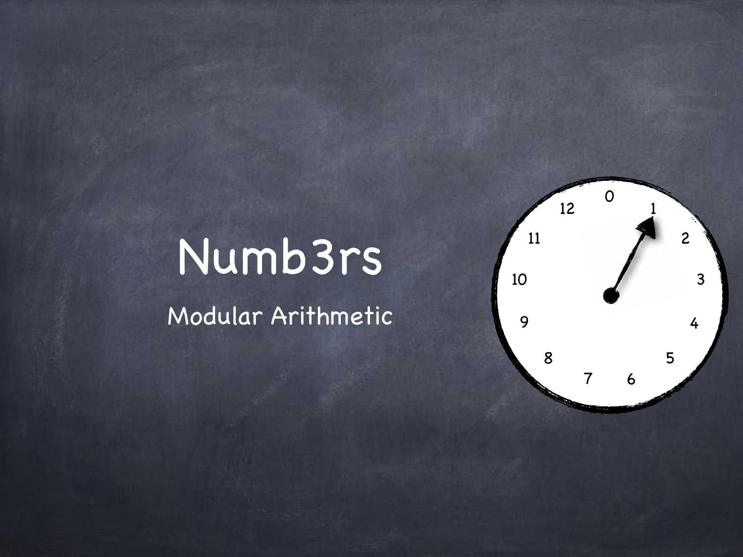# Numb3rs

Modular Arithmetic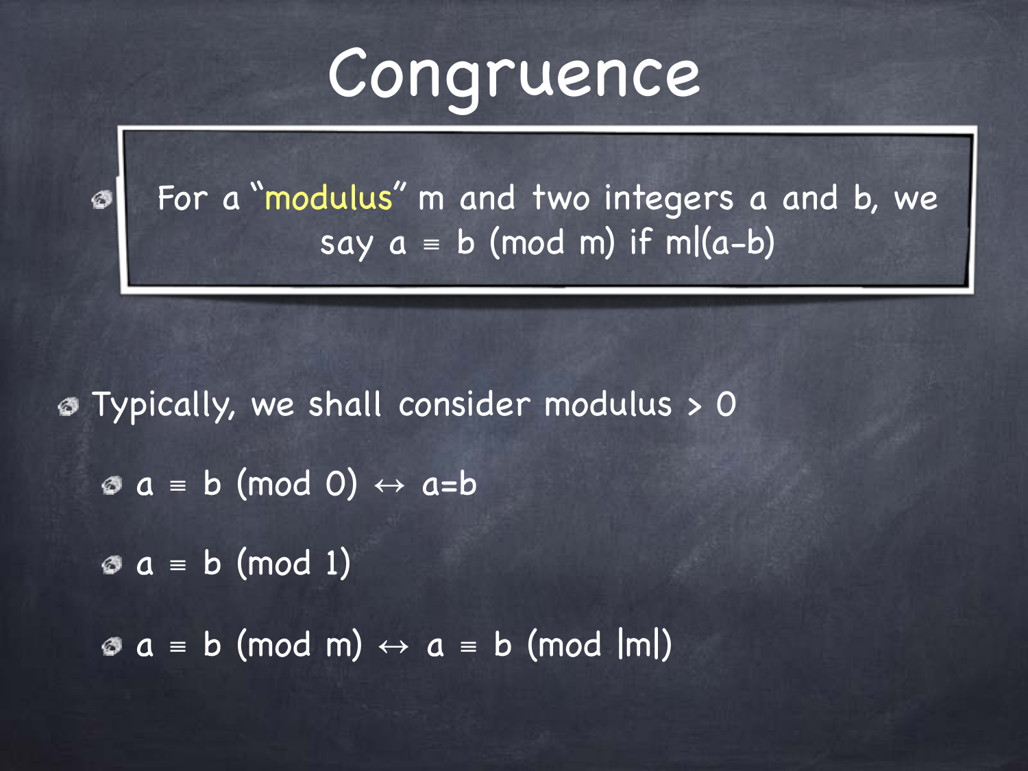# Congruence

- For a "modulus" $m$ and two integers $a$ and $b$, we say $a \equiv b \pmod{m}$ if $m | (a-b)$

- Typically, we shall consider modulus > 0
  - $a \equiv b \pmod{0} \leftrightarrow a=b$
  - $a \equiv b \pmod{1}$
  - $a \equiv b \pmod{m} \leftrightarrow a \equiv b \pmod{|m|}$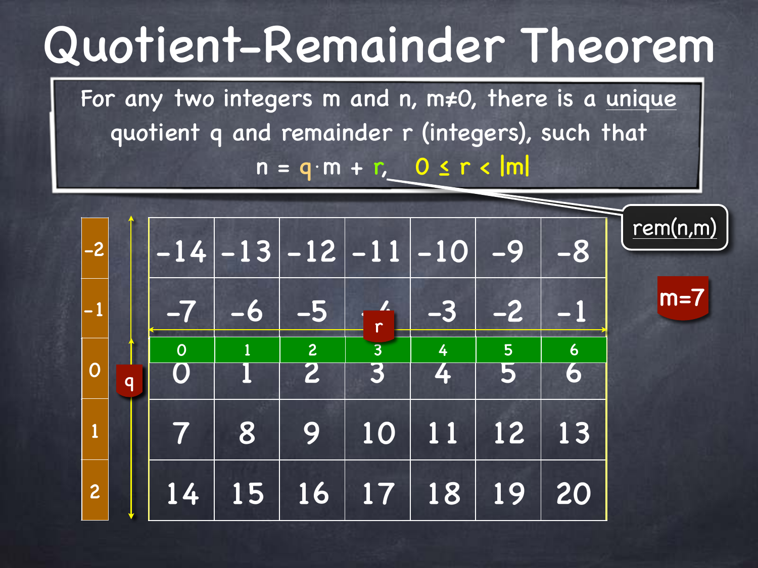# Quotient-Remainder Theorem

For any two integers m and n, m≠0, there is a unique quotient q and remainder r (integers), such that

$$n = q \cdot m + r, \quad 0 \le r < |m|$$

rem(n,m)

m=7

| q | | | | | | | |
|---|---|---|---|---|---|---|---|
| -2 | -14 | -13 | -12 | -11 | -10 | -9 | -8 |
| -1 | -7 | -6 | -5 | -4 | -3 | -2 | -1 |
| r → | 0 | 1 | 2 | 3 | 4 | 5 | 6 |
| 0 | 0 | 1 | 2 | 3 | 4 | 5 | 6 |
| 1 | 7 | 8 | 9 | 10 | 11 | 12 | 13 |
| 2 | 14 | 15 | 16 | 17 | 18 | 19 | 20 |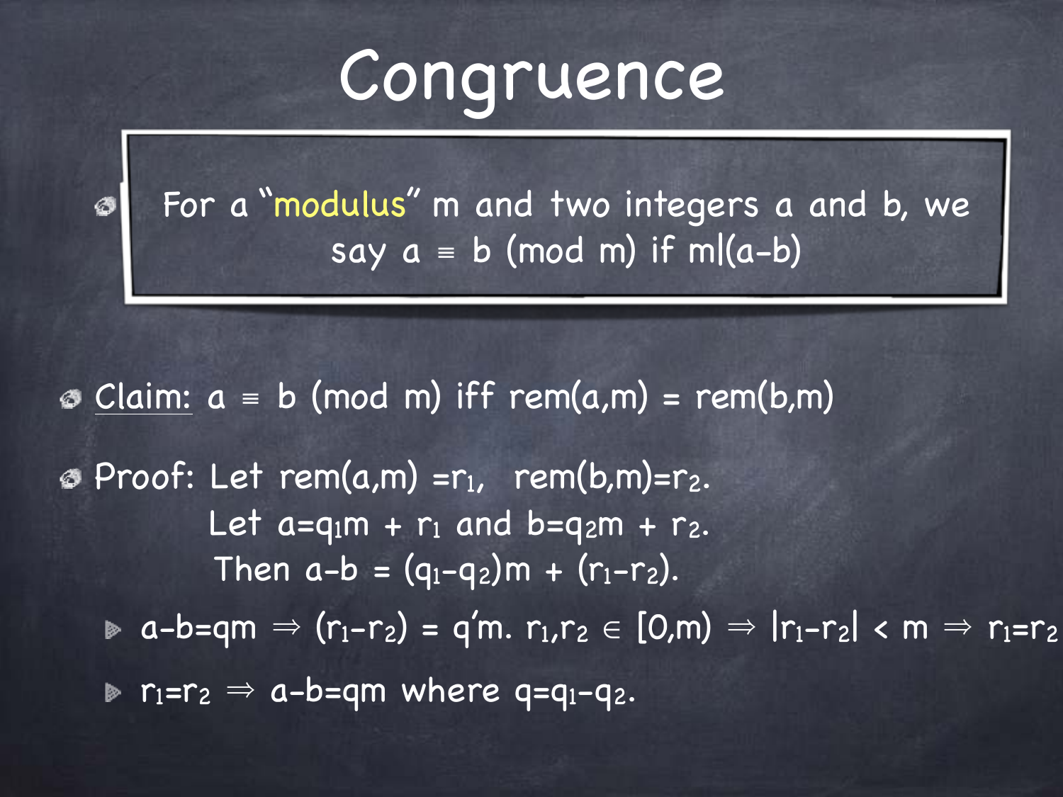# Congruence

- For a "modulus" $m$ and two integers $a$ and $b$, we say $a \equiv b \pmod{m}$ if $m|(a-b)$

- Claim: $a \equiv b \pmod{m}$ iff $\text{rem}(a,m) = \text{rem}(b,m)$

- Proof: Let $\text{rem}(a,m) = r_1$, $\text{rem}(b,m) = r_2$.
  Let $a = q_1 m + r_1$ and $b = q_2 m + r_2$.
  Then $a-b = (q_1-q_2)m + (r_1-r_2)$.
  - $a-b=qm \Rightarrow (r_1-r_2) = q'm$. $r_1,r_2 \in [0,m) \Rightarrow |r_1-r_2| < m \Rightarrow r_1=r_2$
  - $r_1=r_2 \Rightarrow a-b=qm$ where $q=q_1-q_2$.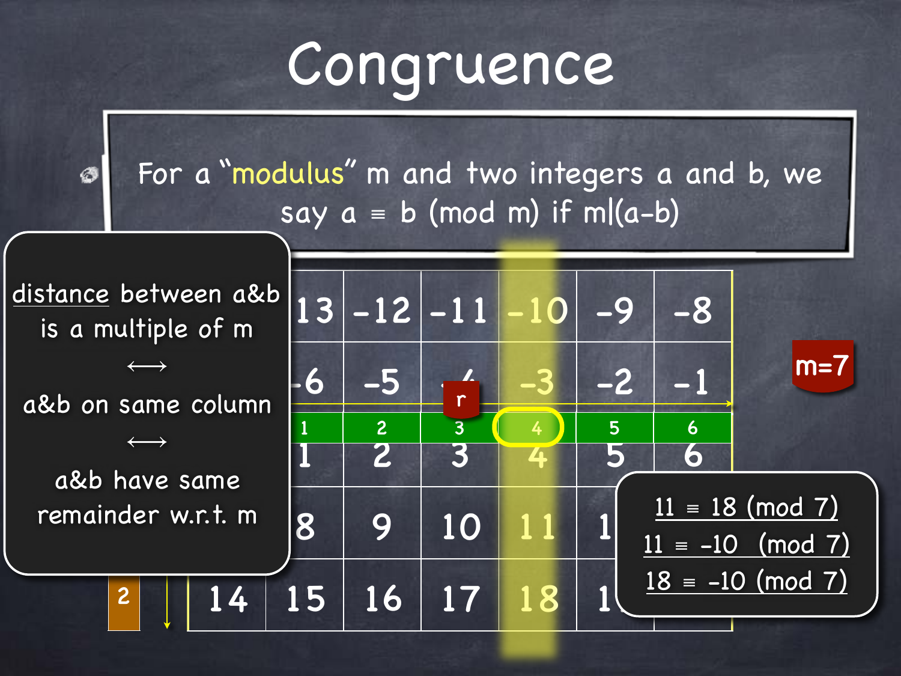# Congruence

- For a "modulus" m and two integers a and b, we say $a \equiv b \pmod{m}$ if $m \mid (a-b)$

distance between a&b is a multiple of m

⟷

a&b on same column

⟷

a&b have same remainder w.r.t. m

m=7

| | | | | | | |
|---|---|---|---|---|---|---|
| | -13 | -12 | -11 | -10 | -9 | -8 |
| | -6 | -5 | -4 | -3 | -2 | -1 |
| r | 1 | 2 | 3 | 4 | 5 | 6 |
| | 1 | 2 | 3 | 4 | 5 | 6 |
| | 8 | 9 | 10 | 11 | 1 | |
| 2 | 14 | 15 | 16 | 17 | 18 | 1 |

$11 \equiv 18 \pmod{7}$

$11 \equiv -10 \pmod{7}$

$18 \equiv -10 \pmod{7}$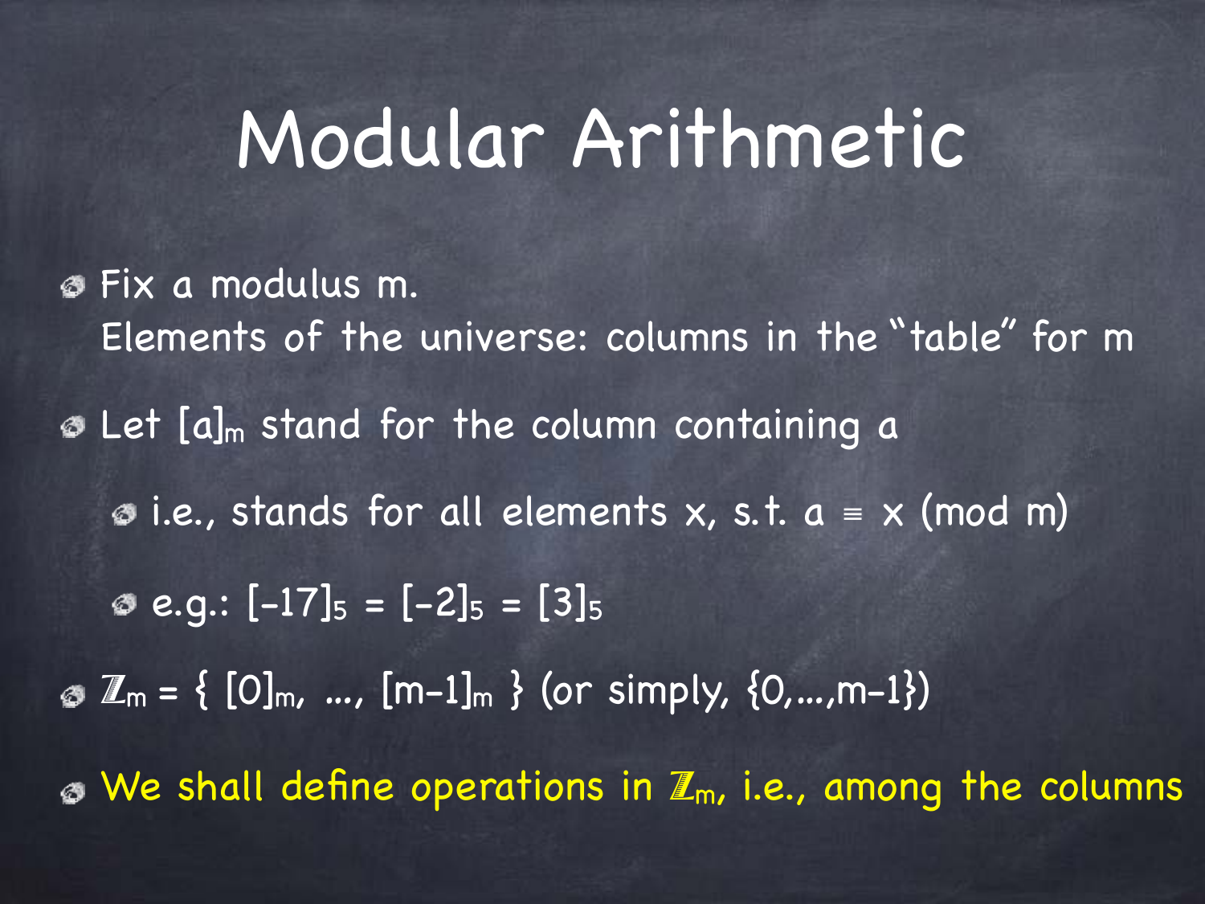# Modular Arithmetic

- Fix a modulus m.
  Elements of the universe: columns in the "table" for m
- Let $[a]_m$ stand for the column containing a
  - i.e., stands for all elements x, s.t. $a \equiv x \pmod{m}$
  - e.g.: $[-17]_5 = [-2]_5 = [3]_5$
- $\mathbb{Z}_m = \{ [0]_m, \ldots, [m-1]_m \}$ (or simply, $\{0,\ldots,m-1\}$)
- We shall define operations in $\mathbb{Z}_m$, i.e., among the columns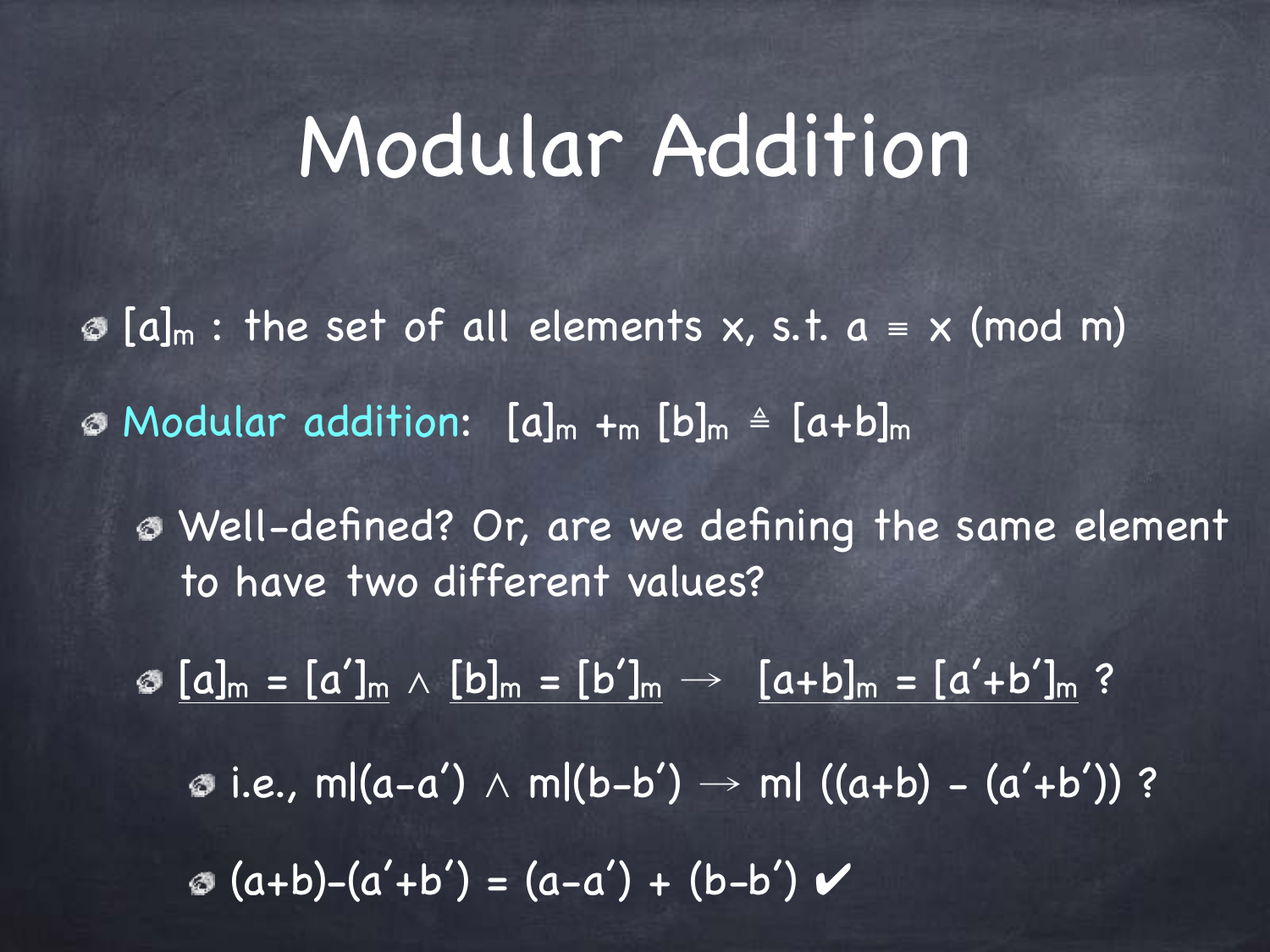# Modular Addition

- $[a]_m$ : the set of all elements x, s.t. $a \equiv x \pmod{m}$
- Modular addition: $[a]_m +_m [b]_m \triangleq [a+b]_m$
    - Well-defined? Or, are we defining the same element to have two different values?
    - $\underline{[a]_m = [a']_m} \land \underline{[b]_m = [b']_m} \rightarrow \underline{[a+b]_m = [a'+b']_m}$ ?
        - i.e., $m|(a-a') \land m|(b-b') \rightarrow m|\,((a+b) - (a'+b'))$ ?
        - $(a+b)-(a'+b') = (a-a') + (b-b')$ ✔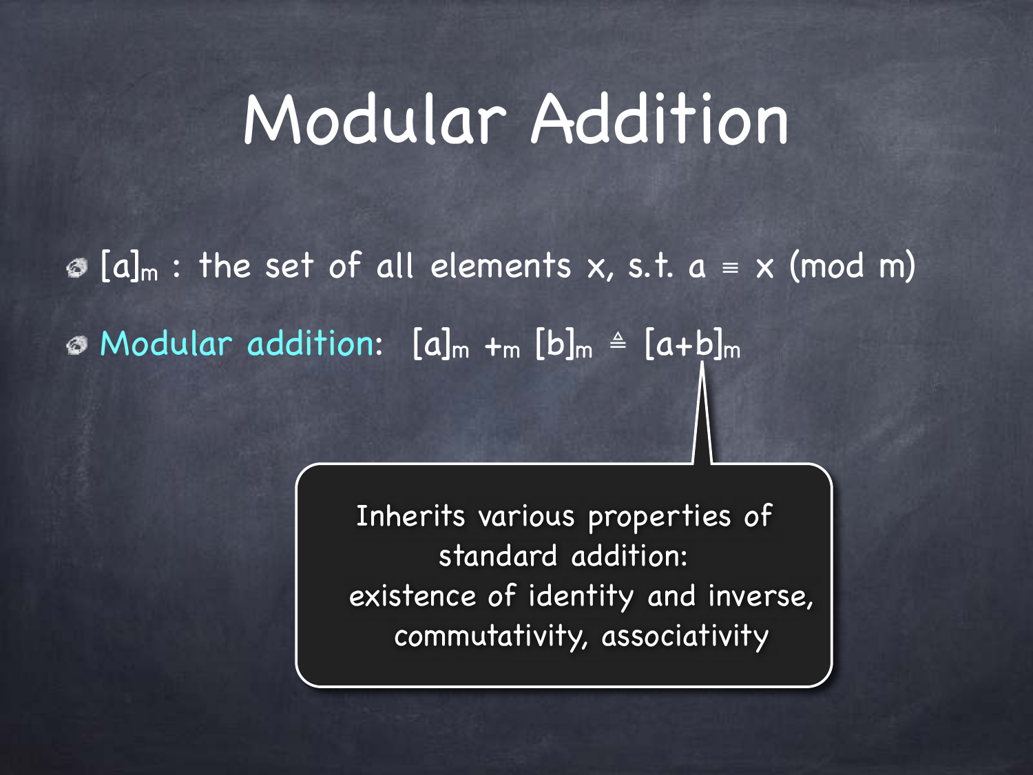# Modular Addition

- $[a]_m$ : the set of all elements x, s.t. $a \equiv x \pmod{m}$
- Modular addition: $[a]_m +_m [b]_m \triangleq [a+b]_m$

Inherits various properties of standard addition: existence of identity and inverse, commutativity, associativity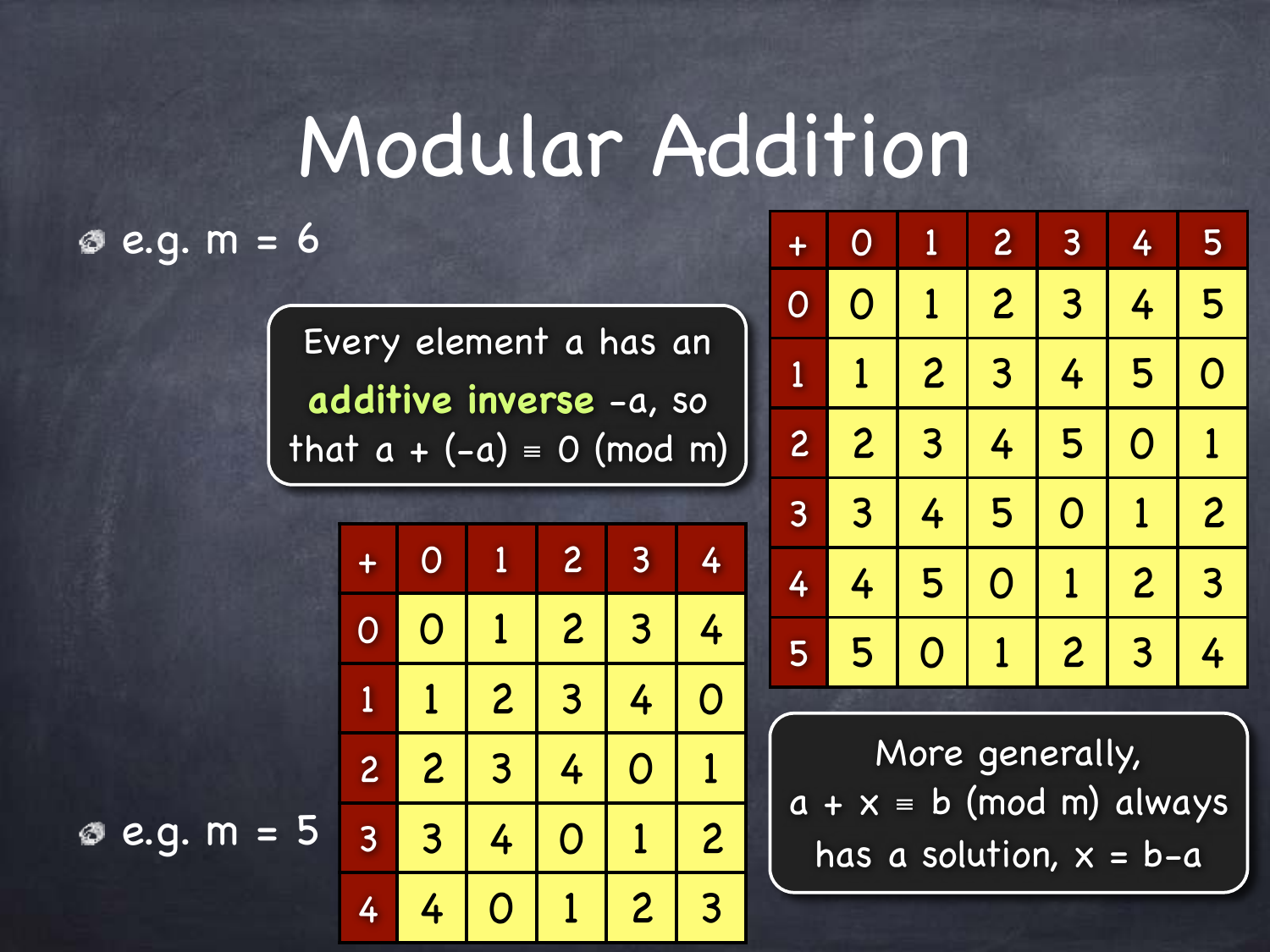# Modular Addition

- e.g. $m = 6$

| + | 0 | 1 | 2 | 3 | 4 | 5 |
|---|---|---|---|---|---|---|
| 0 | 0 | 1 | 2 | 3 | 4 | 5 |
| 1 | 1 | 2 | 3 | 4 | 5 | 0 |
| 2 | 2 | 3 | 4 | 5 | 0 | 1 |
| 3 | 3 | 4 | 5 | 0 | 1 | 2 |
| 4 | 4 | 5 | 0 | 1 | 2 | 3 |
| 5 | 5 | 0 | 1 | 2 | 3 | 4 |

Every element $a$ has an **additive inverse** $-a$, so that $a + (-a) \equiv 0 \pmod{m}$

- e.g. $m = 5$

| + | 0 | 1 | 2 | 3 | 4 |
|---|---|---|---|---|---|
| 0 | 0 | 1 | 2 | 3 | 4 |
| 1 | 1 | 2 | 3 | 4 | 0 |
| 2 | 2 | 3 | 4 | 0 | 1 |
| 3 | 3 | 4 | 0 | 1 | 2 |
| 4 | 4 | 0 | 1 | 2 | 3 |

More generally, $a + x \equiv b \pmod{m}$ always has a solution, $x = b-a$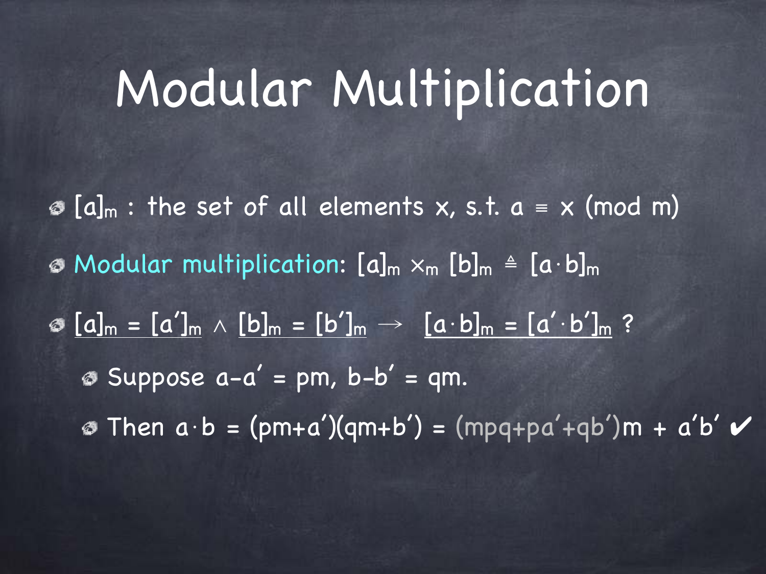# Modular Multiplication

- $[a]_m$ : the set of all elements x, s.t. $a \equiv x \pmod{m}$
- Modular multiplication: $[a]_m \times_m [b]_m \triangleq [a \cdot b]_m$
- $\underline{[a]_m = [a']_m} \wedge \underline{[b]_m = [b']_m} \rightarrow \underline{[a \cdot b]_m = [a' \cdot b']_m}$ ?
  - Suppose $a-a' = pm$, $b-b' = qm$.
  - Then $a \cdot b = (pm+a')(qm+b') = (mpq+pa'+qb')m + a'b'$ ✔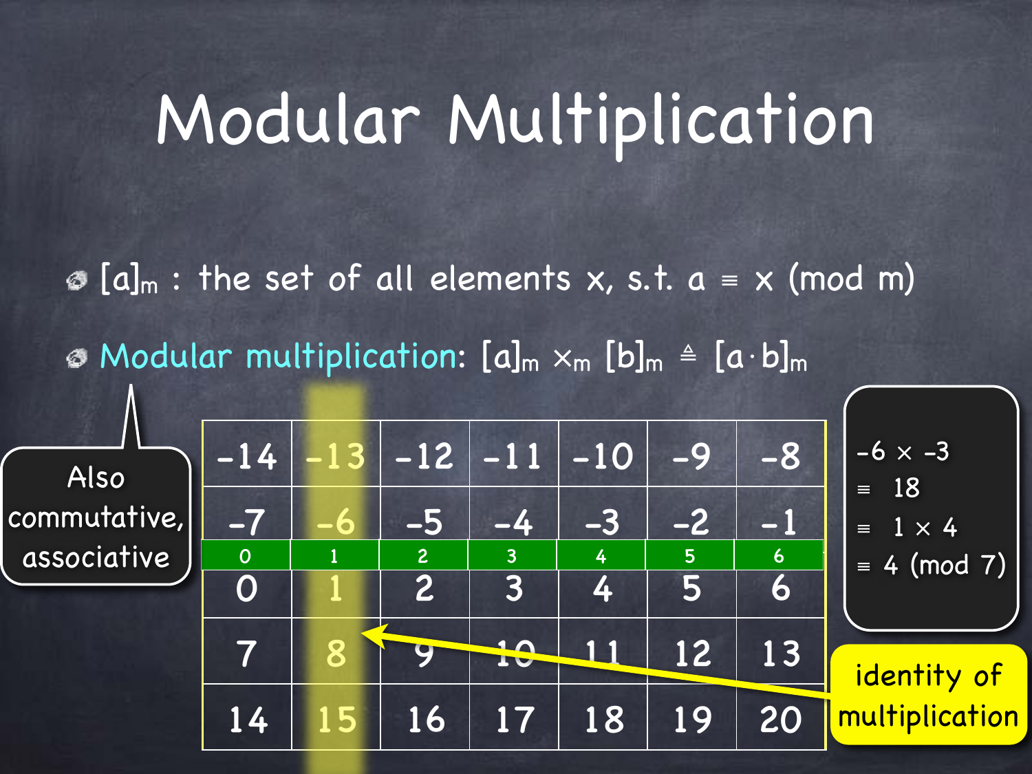# Modular Multiplication

- $[a]_m$ : the set of all elements x, s.t. $a \equiv x \pmod{m}$
- Modular multiplication: $[a]_m \times_m [b]_m \triangleq [a \cdot b]_m$

Also commutative, associative

| | | | | | | |
|---|---|---|---|---|---|---|
| -14 | -13 | -12 | -11 | -10 | -9 | -8 |
| -7 | -6 | -5 | -4 | -3 | -2 | -1 |
| 0 | 1 | 2 | 3 | 4 | 5 | 6 |
| 0 | 1 | 2 | 3 | 4 | 5 | 6 |
| 7 | 8 | 9 | 10 | 11 | 12 | 13 |
| 14 | 15 | 16 | 17 | 18 | 19 | 20 |

$$-6 \times -3 \equiv 18 \equiv 1 \times 4 \equiv 4 \pmod{7}$$

identity of multiplication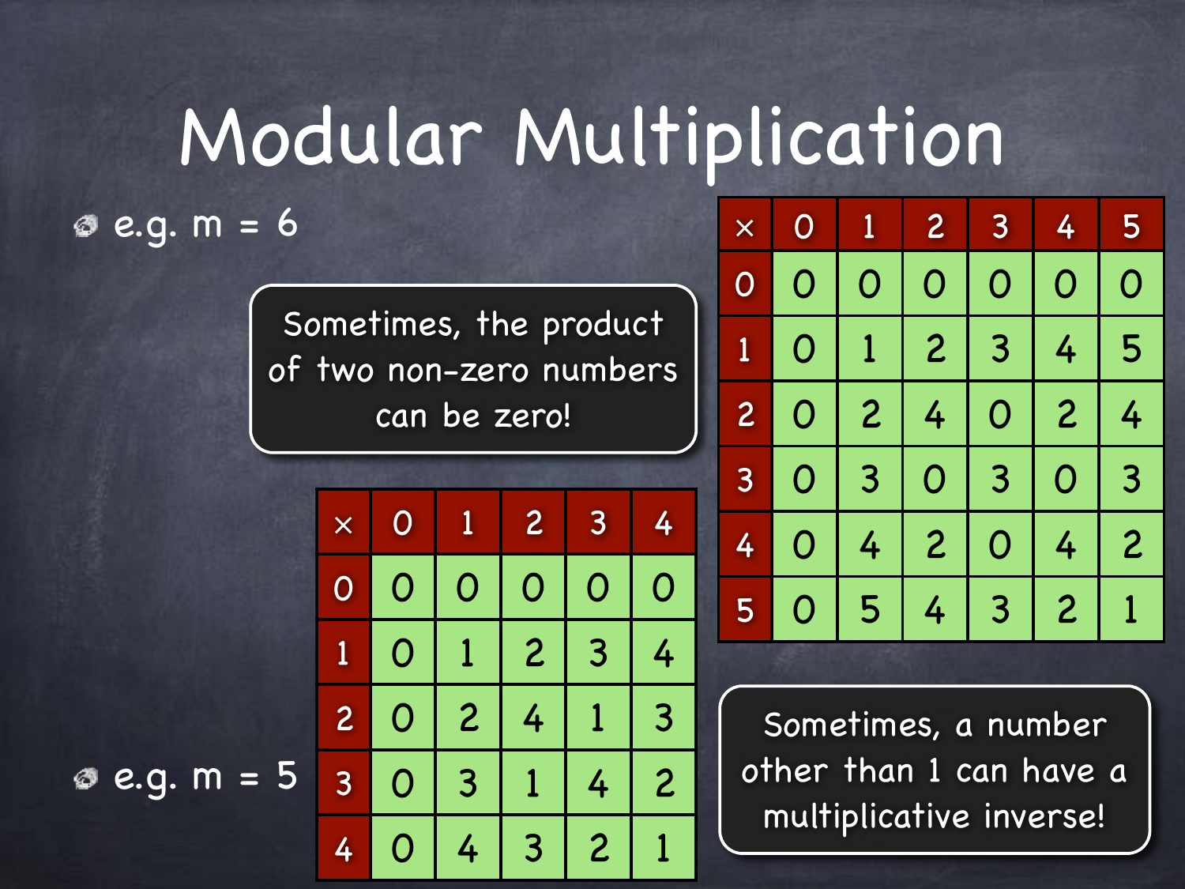# Modular Multiplication

- e.g. $m = 6$

| × | 0 | 1 | 2 | 3 | 4 | 5 |
|---|---|---|---|---|---|---|
| 0 | 0 | 0 | 0 | 0 | 0 | 0 |
| 1 | 0 | 1 | 2 | 3 | 4 | 5 |
| 2 | 0 | 2 | 4 | 0 | 2 | 4 |
| 3 | 0 | 3 | 0 | 3 | 0 | 3 |
| 4 | 0 | 4 | 2 | 0 | 4 | 2 |
| 5 | 0 | 5 | 4 | 3 | 2 | 1 |

Sometimes, the product of two non-zero numbers can be zero!

- e.g. $m = 5$

| × | 0 | 1 | 2 | 3 | 4 |
|---|---|---|---|---|---|
| 0 | 0 | 0 | 0 | 0 | 0 |
| 1 | 0 | 1 | 2 | 3 | 4 |
| 2 | 0 | 2 | 4 | 1 | 3 |
| 3 | 0 | 3 | 1 | 4 | 2 |
| 4 | 0 | 4 | 3 | 2 | 1 |

Sometimes, a number other than 1 can have a multiplicative inverse!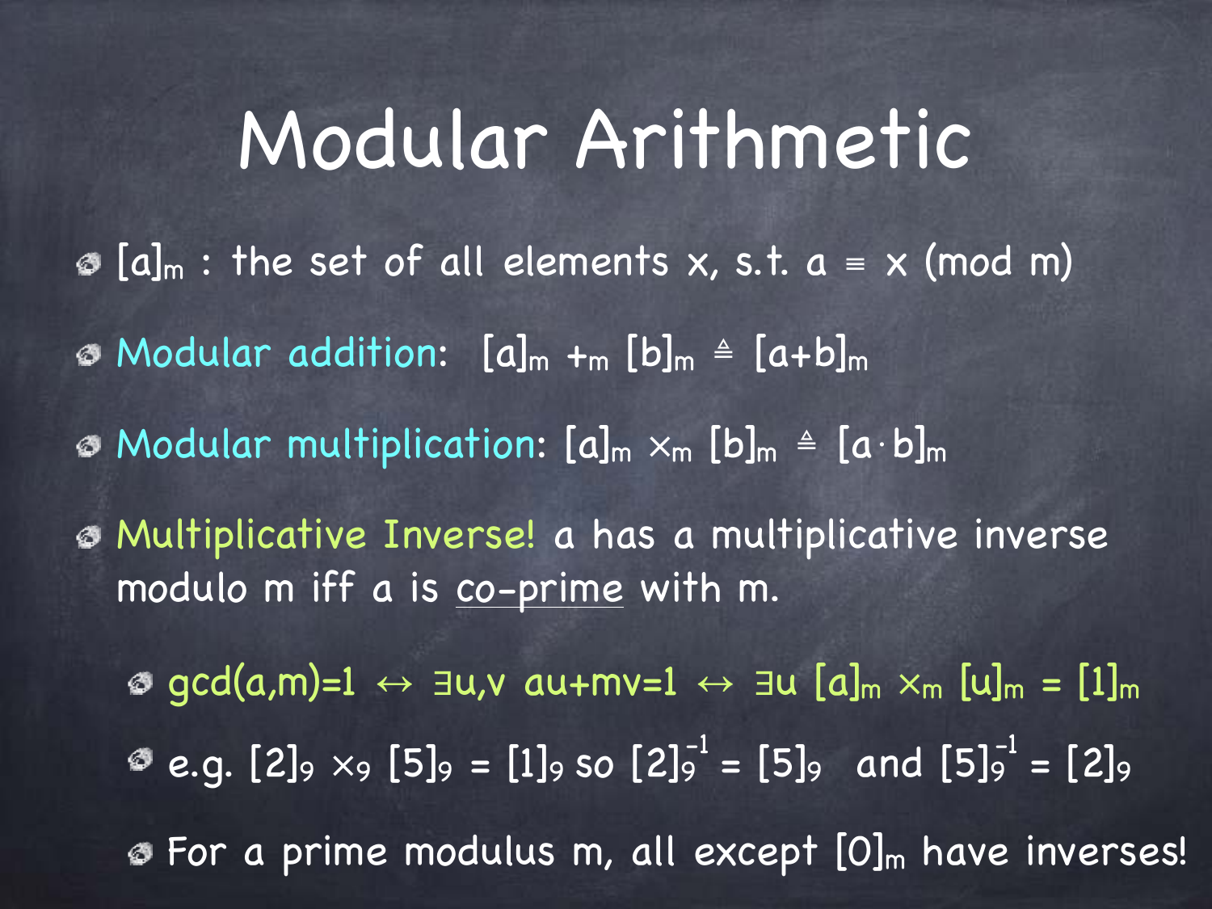# Modular Arithmetic

- $[a]_m$ : the set of all elements x, s.t. $a \equiv x \pmod{m}$
- Modular addition: $[a]_m +_m [b]_m \triangleq [a+b]_m$
- Modular multiplication: $[a]_m \times_m [b]_m \triangleq [a \cdot b]_m$
- Multiplicative Inverse! a has a multiplicative inverse modulo m iff a is co-prime with m.
  - $\gcd(a,m)=1 \leftrightarrow \exists u,v\ au+mv=1 \leftrightarrow \exists u\ [a]_m \times_m [u]_m = [1]_m$
  - e.g. $[2]_9 \times_9 [5]_9 = [1]_9$ so $[2]_9^{-1} = [5]_9$ and $[5]_9^{-1} = [2]_9$
  - For a prime modulus m, all except $[0]_m$ have inverses!